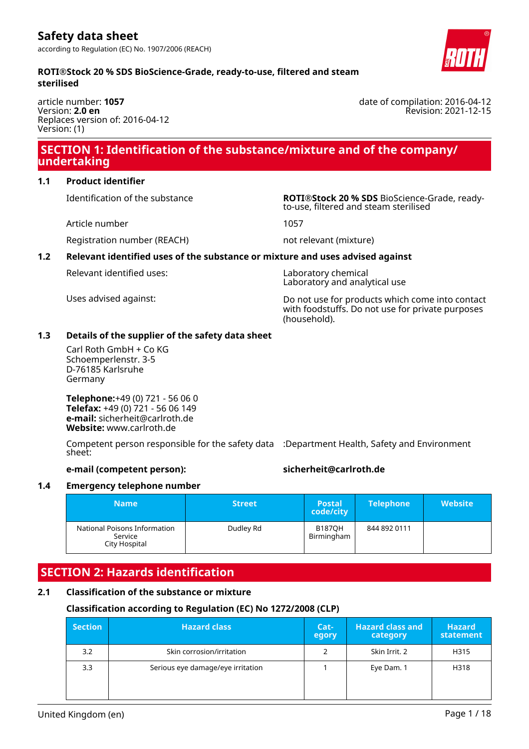# Safety data sheet

according to Regulation (EC) No. 1907/2006 (REACH)

**ROTI®Stock 20 % SDS BioScience-Grade, ready-to-use, filtered and steam sterilised**

article number: **1057**
Version: **2.0 en**
Replaces version of: 2016-04-12
Version: (1)

date of compilation: 2016-04-12
Revision: 2021-12-15

## SECTION 1: Identification of the substance/mixture and of the company/undertaking

### 1.1 Product identifier

| | |
|---|---|
| Identification of the substance | **ROTI®Stock 20 % SDS** BioScience-Grade, ready-to-use, filtered and steam sterilised |
| Article number | 1057 |
| Registration number (REACH) | not relevant (mixture) |

### 1.2 Relevant identified uses of the substance or mixture and uses advised against

| | |
|---|---|
| Relevant identified uses: | Laboratory chemical<br>Laboratory and analytical use |
| Uses advised against: | Do not use for products which come into contact with foodstuffs. Do not use for private purposes (household). |

### 1.3 Details of the supplier of the safety data sheet

Carl Roth GmbH + Co KG
Schoemperlenstr. 3-5
D-76185 Karlsruhe
Germany

**Telephone:**+49 (0) 721 - 56 06 0
**Telefax:** +49 (0) 721 - 56 06 149
**e-mail:** sicherheit@carlroth.de
**Website:** www.carlroth.de

Competent person responsible for the safety data sheet: :Department Health, Safety and Environment

**e-mail (competent person):** **sicherheit@carlroth.de**

### 1.4 Emergency telephone number

| Name | Street | Postal code/city | Telephone | Website |
|---|---|---|---|---|
| National Poisons Information Service<br>City Hospital | Dudley Rd | B187QH Birmingham | 844 892 0111 | |

## SECTION 2: Hazards identification

### 2.1 Classification of the substance or mixture

**Classification according to Regulation (EC) No 1272/2008 (CLP)**

| Section | Hazard class | Category | Hazard class and category | Hazard statement |
|---|---|---|---|---|
| 3.2 | Skin corrosion/irritation | 2 | Skin Irrit. 2 | H315 |
| 3.3 | Serious eye damage/eye irritation | 1 | Eye Dam. 1 | H318 |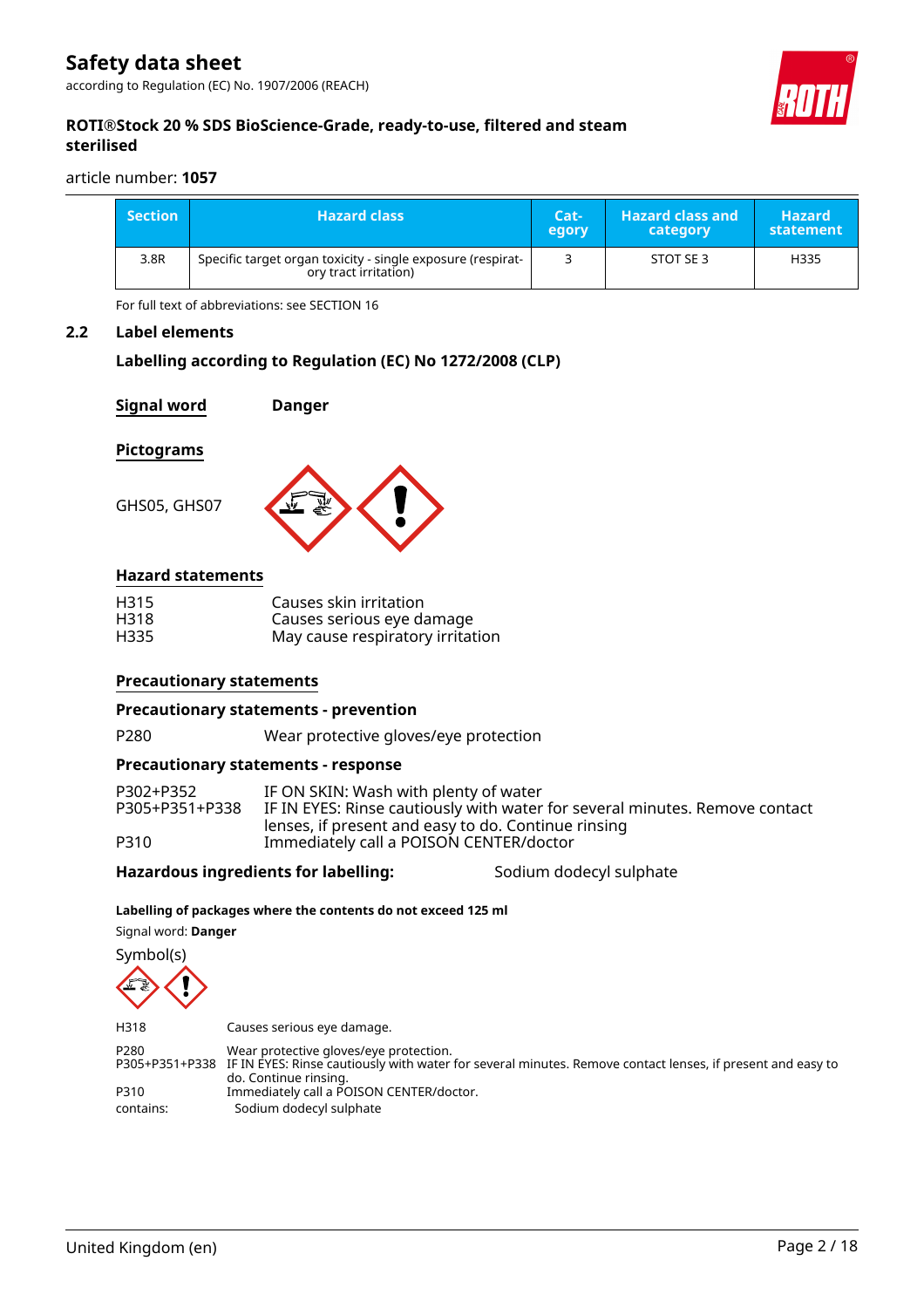| Section | Hazard class | Category | Hazard class and category | Hazard statement |
|---|---|---|---|---|
| 3.8R | Specific target organ toxicity - single exposure (respiratory tract irritation) | 3 | STOT SE 3 | H335 |

For full text of abbreviations: see SECTION 16

## 2.2 Label elements

### Labelling according to Regulation (EC) No 1272/2008 (CLP)

**Signal word** **Danger**

**Pictograms**

GHS05, GHS07

**Hazard statements**

| | |
|---|---|
| H315 | Causes skin irritation |
| H318 | Causes serious eye damage |
| H335 | May cause respiratory irritation |

**Precautionary statements**

**Precautionary statements - prevention**

| | |
|---|---|
| P280 | Wear protective gloves/eye protection |

**Precautionary statements - response**

| | |
|---|---|
| P302+P352 | IF ON SKIN: Wash with plenty of water |
| P305+P351+P338 | IF IN EYES: Rinse cautiously with water for several minutes. Remove contact lenses, if present and easy to do. Continue rinsing |
| P310 | Immediately call a POISON CENTER/doctor |

**Hazardous ingredients for labelling:** Sodium dodecyl sulphate

**Labelling of packages where the contents do not exceed 125 ml**

Signal word: **Danger**

Symbol(s)

| | |
|---|---|
| H318 | Causes serious eye damage. |
| P280 | Wear protective gloves/eye protection. |
| P305+P351+P338 | IF IN EYES: Rinse cautiously with water for several minutes. Remove contact lenses, if present and easy to do. Continue rinsing. |
| P310 | Immediately call a POISON CENTER/doctor. |
| contains: | Sodium dodecyl sulphate |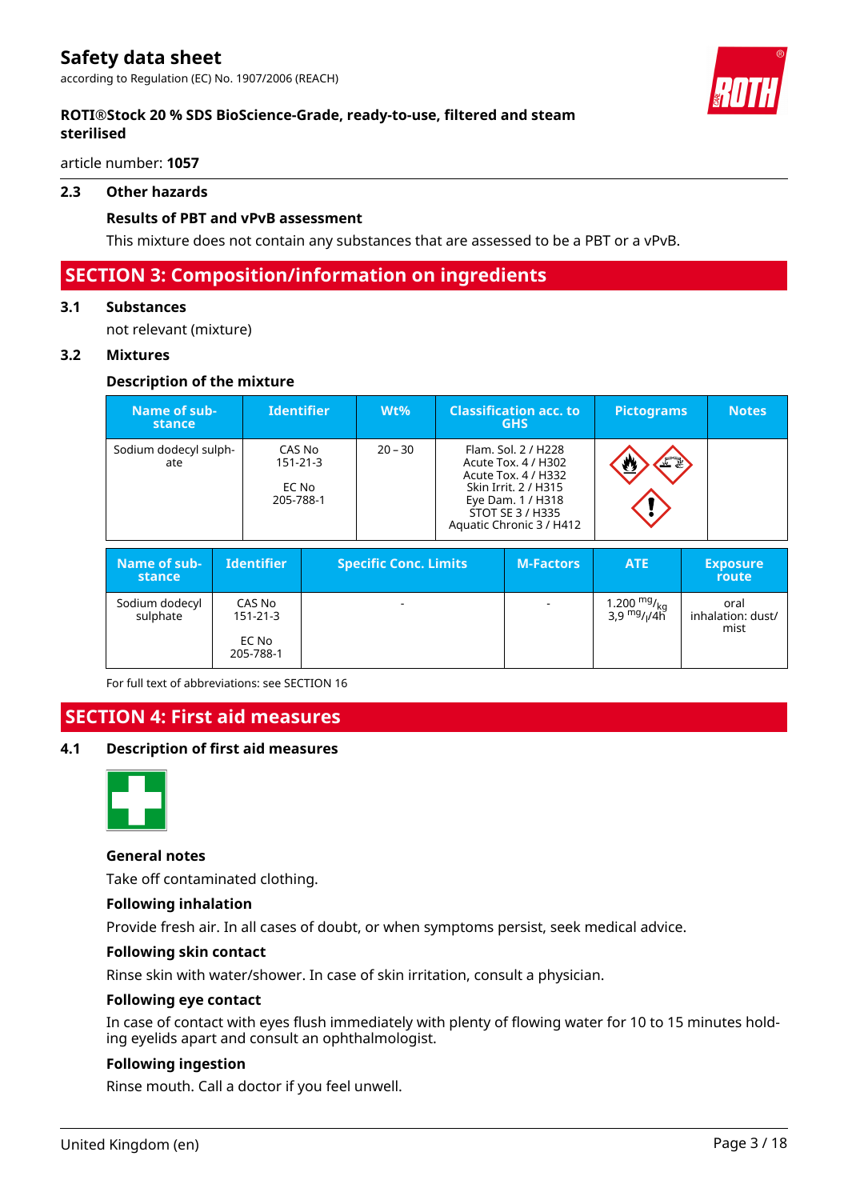### 2.3 Other hazards

**Results of PBT and vPvB assessment**

This mixture does not contain any substances that are assessed to be a PBT or a vPvB.

## SECTION 3: Composition/information on ingredients

### 3.1 Substances

not relevant (mixture)

### 3.2 Mixtures

**Description of the mixture**

| Name of substance | Identifier | Wt% | Classification acc. to GHS | Pictograms | Notes |
|---|---|---|---|---|---|
| Sodium dodecyl sulphate | CAS No 151-21-3<br>EC No 205-788-1 | 20 – 30 | Flam. Sol. 2 / H228<br>Acute Tox. 4 / H302<br>Acute Tox. 4 / H332<br>Skin Irrit. 2 / H315<br>Eye Dam. 1 / H318<br>STOT SE 3 / H335<br>Aquatic Chronic 3 / H412 | | |

| Name of substance | Identifier | Specific Conc. Limits | M-Factors | ATE | Exposure route |
|---|---|---|---|---|---|
| Sodium dodecyl sulphate | CAS No 151-21-3<br>EC No 205-788-1 | - | - | 1.200 $^{mg}/_{kg}$<br>3,9 $^{mg}/_{l}/4h$ | oral<br>inhalation: dust/mist |

For full text of abbreviations: see SECTION 16

## SECTION 4: First aid measures

### 4.1 Description of first aid measures

**General notes**

Take off contaminated clothing.

**Following inhalation**

Provide fresh air. In all cases of doubt, or when symptoms persist, seek medical advice.

**Following skin contact**

Rinse skin with water/shower. In case of skin irritation, consult a physician.

**Following eye contact**

In case of contact with eyes flush immediately with plenty of flowing water for 10 to 15 minutes holding eyelids apart and consult an ophthalmologist.

**Following ingestion**

Rinse mouth. Call a doctor if you feel unwell.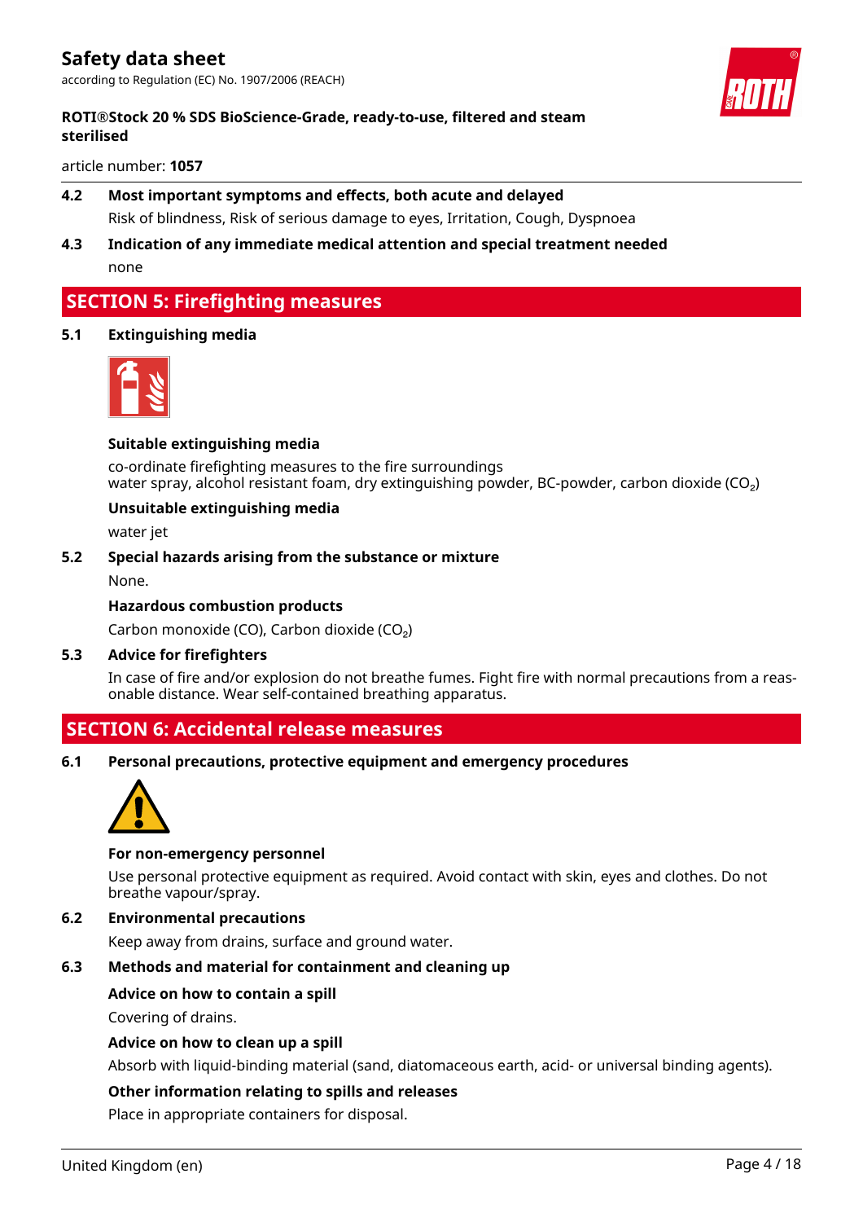### 4.2 Most important symptoms and effects, both acute and delayed

Risk of blindness, Risk of serious damage to eyes, Irritation, Cough, Dyspnoea

### 4.3 Indication of any immediate medical attention and special treatment needed

none

## SECTION 5: Firefighting measures

### 5.1 Extinguishing media

**Suitable extinguishing media**

co-ordinate firefighting measures to the fire surroundings
water spray, alcohol resistant foam, dry extinguishing powder, BC-powder, carbon dioxide ($CO_2$)

**Unsuitable extinguishing media**

water jet

### 5.2 Special hazards arising from the substance or mixture

None.

**Hazardous combustion products**

Carbon monoxide (CO), Carbon dioxide ($CO_2$)

### 5.3 Advice for firefighters

In case of fire and/or explosion do not breathe fumes. Fight fire with normal precautions from a reasonable distance. Wear self-contained breathing apparatus.

## SECTION 6: Accidental release measures

### 6.1 Personal precautions, protective equipment and emergency procedures

**For non-emergency personnel**

Use personal protective equipment as required. Avoid contact with skin, eyes and clothes. Do not breathe vapour/spray.

### 6.2 Environmental precautions

Keep away from drains, surface and ground water.

### 6.3 Methods and material for containment and cleaning up

**Advice on how to contain a spill**

Covering of drains.

**Advice on how to clean up a spill**

Absorb with liquid-binding material (sand, diatomaceous earth, acid- or universal binding agents).

**Other information relating to spills and releases**

Place in appropriate containers for disposal.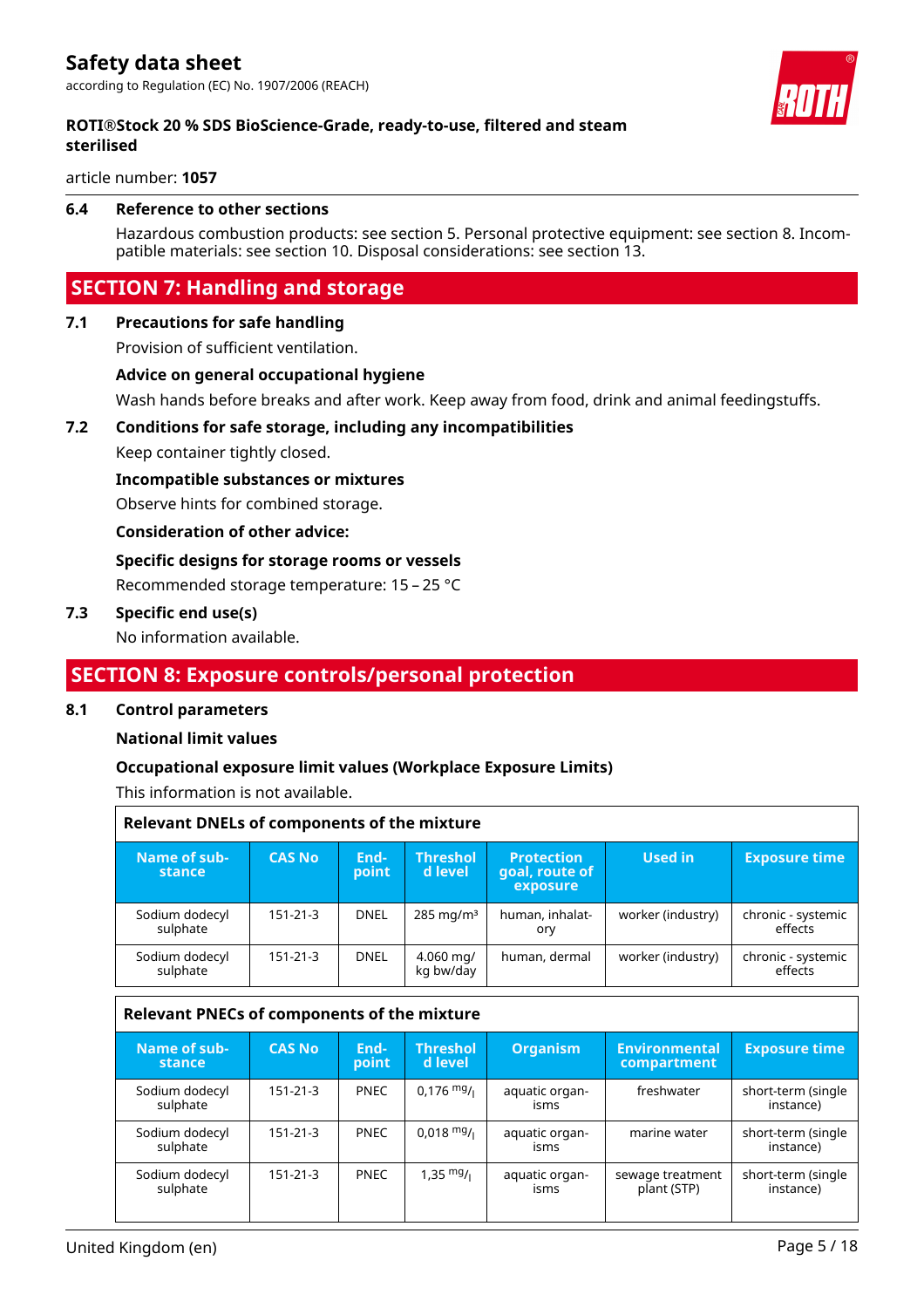### 6.4 Reference to other sections

Hazardous combustion products: see section 5. Personal protective equipment: see section 8. Incompatible materials: see section 10. Disposal considerations: see section 13.

## SECTION 7: Handling and storage

### 7.1 Precautions for safe handling

Provision of sufficient ventilation.

**Advice on general occupational hygiene**

Wash hands before breaks and after work. Keep away from food, drink and animal feedingstuffs.

### 7.2 Conditions for safe storage, including any incompatibilities

Keep container tightly closed.

**Incompatible substances or mixtures**

Observe hints for combined storage.

**Consideration of other advice:**

**Specific designs for storage rooms or vessels**

Recommended storage temperature: 15 – 25 °C

### 7.3 Specific end use(s)

No information available.

## SECTION 8: Exposure controls/personal protection

### 8.1 Control parameters

**National limit values**

**Occupational exposure limit values (Workplace Exposure Limits)**

This information is not available.

**Relevant DNELs of components of the mixture**

| Name of substance | CAS No | Endpoint | Threshold level | Protection goal, route of exposure | Used in | Exposure time |
|---|---|---|---|---|---|---|
| Sodium dodecyl sulphate | 151-21-3 | DNEL | 285 mg/m³ | human, inhalatory | worker (industry) | chronic - systemic effects |
| Sodium dodecyl sulphate | 151-21-3 | DNEL | 4.060 mg/kg bw/day | human, dermal | worker (industry) | chronic - systemic effects |

**Relevant PNECs of components of the mixture**

| Name of substance | CAS No | Endpoint | Threshold level | Organism | Environmental compartment | Exposure time |
|---|---|---|---|---|---|---|
| Sodium dodecyl sulphate | 151-21-3 | PNEC | 0,176 mg/l | aquatic organisms | freshwater | short-term (single instance) |
| Sodium dodecyl sulphate | 151-21-3 | PNEC | 0,018 mg/l | aquatic organisms | marine water | short-term (single instance) |
| Sodium dodecyl sulphate | 151-21-3 | PNEC | 1,35 mg/l | aquatic organisms | sewage treatment plant (STP) | short-term (single instance) |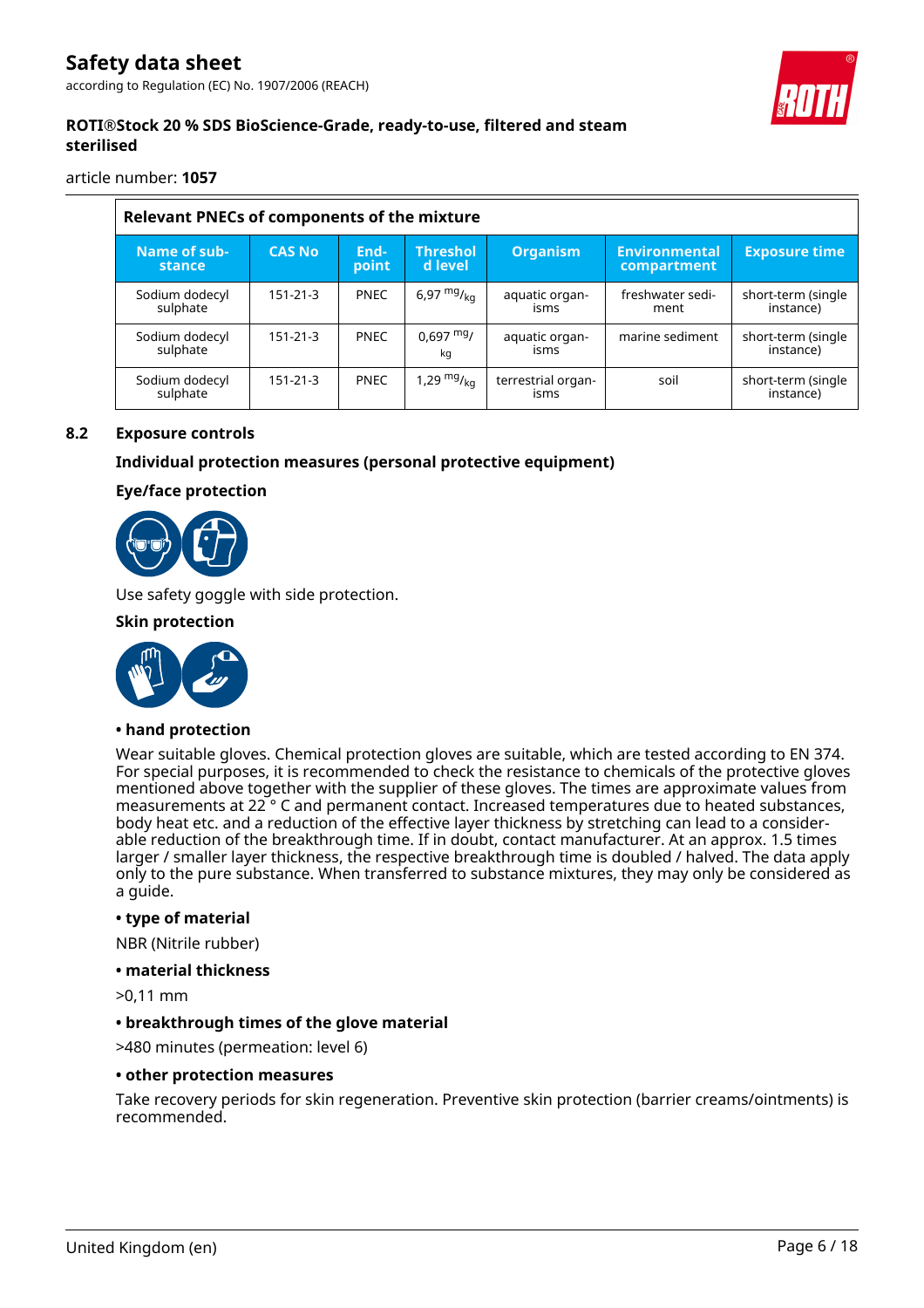| Relevant PNECs of components of the mixture | | | | | | |
|---|---|---|---|---|---|---|
| Name of substance | CAS No | Endpoint | Threshold level | Organism | Environmental compartment | Exposure time |
| Sodium dodecyl sulphate | 151-21-3 | PNEC | 6,97 $^{mg}/_{kg}$ | aquatic organisms | freshwater sediment | short-term (single instance) |
| Sodium dodecyl sulphate | 151-21-3 | PNEC | 0,697 $^{mg}/_{kg}$ | aquatic organisms | marine sediment | short-term (single instance) |
| Sodium dodecyl sulphate | 151-21-3 | PNEC | 1,29 $^{mg}/_{kg}$ | terrestrial organisms | soil | short-term (single instance) |

## 8.2 Exposure controls

### Individual protection measures (personal protective equipment)

### Eye/face protection

Use safety goggle with side protection.

### Skin protection

**• hand protection**

Wear suitable gloves. Chemical protection gloves are suitable, which are tested according to EN 374. For special purposes, it is recommended to check the resistance to chemicals of the protective gloves mentioned above together with the supplier of these gloves. The times are approximate values from measurements at 22 ° C and permanent contact. Increased temperatures due to heated substances, body heat etc. and a reduction of the effective layer thickness by stretching can lead to a considerable reduction of the breakthrough time. If in doubt, contact manufacturer. At an approx. 1.5 times larger / smaller layer thickness, the respective breakthrough time is doubled / halved. The data apply only to the pure substance. When transferred to substance mixtures, they may only be considered as a guide.

**• type of material**

NBR (Nitrile rubber)

**• material thickness**

>0,11 mm

**• breakthrough times of the glove material**

>480 minutes (permeation: level 6)

**• other protection measures**

Take recovery periods for skin regeneration. Preventive skin protection (barrier creams/ointments) is recommended.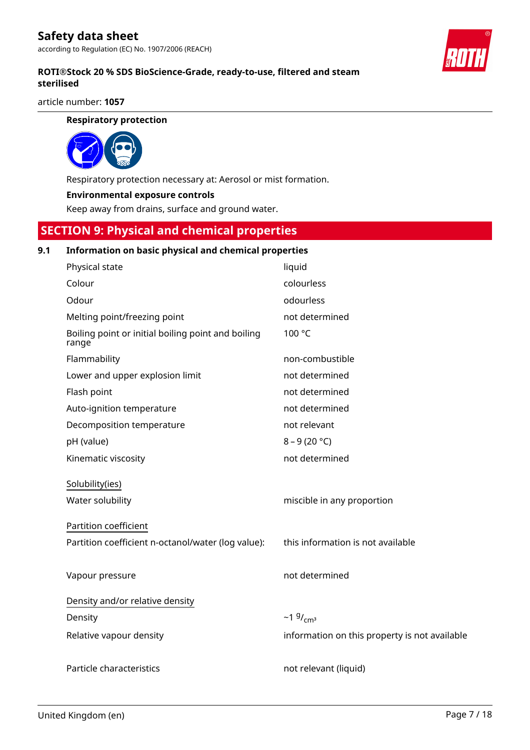**Respiratory protection**

Respiratory protection necessary at: Aerosol or mist formation.

**Environmental exposure controls**

Keep away from drains, surface and ground water.

## SECTION 9: Physical and chemical properties

### 9.1 Information on basic physical and chemical properties

| | |
|---|---|
| Physical state | liquid |
| Colour | colourless |
| Odour | odourless |
| Melting point/freezing point | not determined |
| Boiling point or initial boiling point and boiling range | 100 °C |
| Flammability | non-combustible |
| Lower and upper explosion limit | not determined |
| Flash point | not determined |
| Auto-ignition temperature | not determined |
| Decomposition temperature | not relevant |
| pH (value) | 8 – 9 (20 °C) |
| Kinematic viscosity | not determined |

Solubility(ies)

| | |
|---|---|
| Water solubility | miscible in any proportion |

Partition coefficient

| | |
|---|---|
| Partition coefficient n-octanol/water (log value): | this information is not available |
| Vapour pressure | not determined |

Density and/or relative density

| | |
|---|---|
| Density | ~1 $^{g}/_{cm^3}$ |
| Relative vapour density | information on this property is not available |
| Particle characteristics | not relevant (liquid) |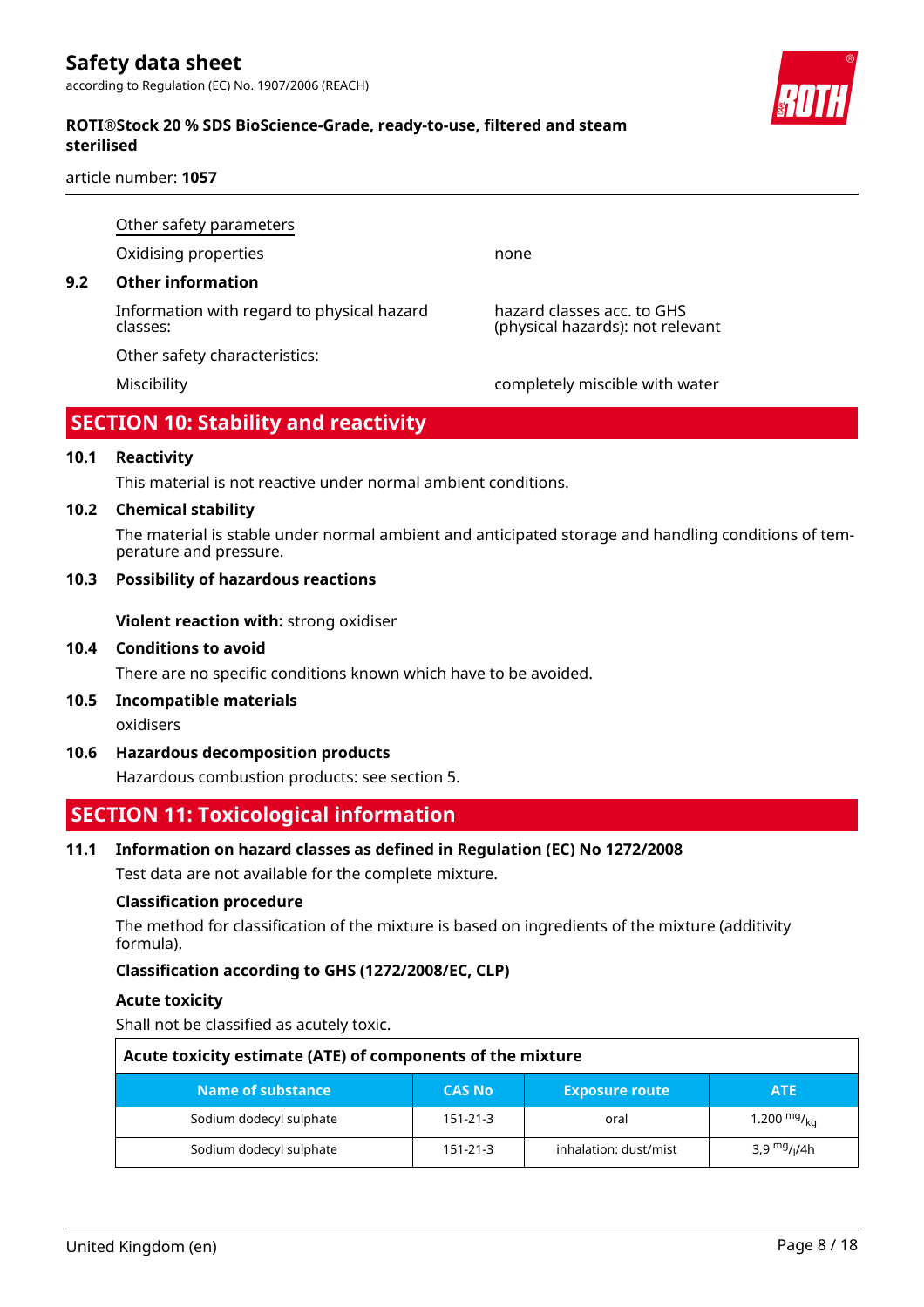Other safety parameters

Oxidising properties: none

**9.2 Other information**

Information with regard to physical hazard classes: hazard classes acc. to GHS (physical hazards): not relevant

Other safety characteristics:

Miscibility: completely miscible with water

## SECTION 10: Stability and reactivity

### 10.1 Reactivity

This material is not reactive under normal ambient conditions.

### 10.2 Chemical stability

The material is stable under normal ambient and anticipated storage and handling conditions of temperature and pressure.

### 10.3 Possibility of hazardous reactions

**Violent reaction with:** strong oxidiser

### 10.4 Conditions to avoid

There are no specific conditions known which have to be avoided.

### 10.5 Incompatible materials

oxidisers

### 10.6 Hazardous decomposition products

Hazardous combustion products: see section 5.

## SECTION 11: Toxicological information

### 11.1 Information on hazard classes as defined in Regulation (EC) No 1272/2008

Test data are not available for the complete mixture.

**Classification procedure**

The method for classification of the mixture is based on ingredients of the mixture (additivity formula).

**Classification according to GHS (1272/2008/EC, CLP)**

**Acute toxicity**

Shall not be classified as acutely toxic.

**Acute toxicity estimate (ATE) of components of the mixture**

| Name of substance | CAS No | Exposure route | ATE |
|---|---|---|---|
| Sodium dodecyl sulphate | 151-21-3 | oral | 1.200 $^{mg}/_{kg}$ |
| Sodium dodecyl sulphate | 151-21-3 | inhalation: dust/mist | 3,9 $^{mg}/_{l}$/4h |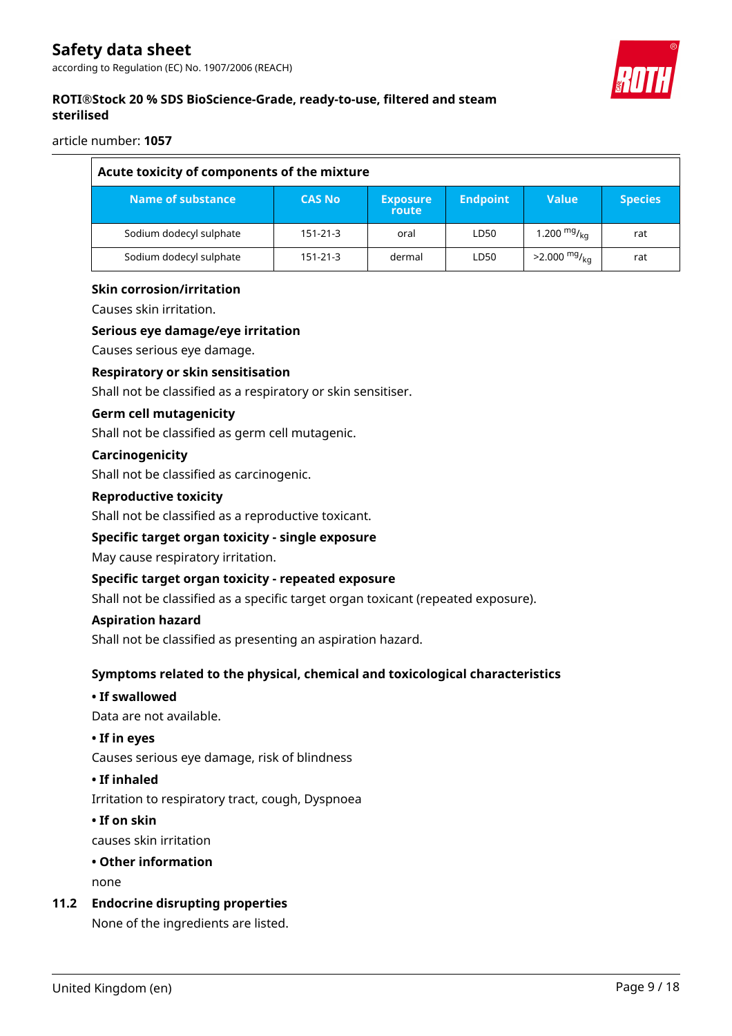| Acute toxicity of components of the mixture | | | | | |
|---|---|---|---|---|---|
| **Name of substance** | **CAS No** | **Exposure route** | **Endpoint** | **Value** | **Species** |
| Sodium dodecyl sulphate | 151-21-3 | oral | LD50 | 1.200 $^{mg}/_{kg}$ | rat |
| Sodium dodecyl sulphate | 151-21-3 | dermal | LD50 | >2.000 $^{mg}/_{kg}$ | rat |

**Skin corrosion/irritation**

Causes skin irritation.

**Serious eye damage/eye irritation**

Causes serious eye damage.

**Respiratory or skin sensitisation**

Shall not be classified as a respiratory or skin sensitiser.

**Germ cell mutagenicity**

Shall not be classified as germ cell mutagenic.

**Carcinogenicity**

Shall not be classified as carcinogenic.

**Reproductive toxicity**

Shall not be classified as a reproductive toxicant.

**Specific target organ toxicity - single exposure**

May cause respiratory irritation.

**Specific target organ toxicity - repeated exposure**

Shall not be classified as a specific target organ toxicant (repeated exposure).

**Aspiration hazard**

Shall not be classified as presenting an aspiration hazard.

**Symptoms related to the physical, chemical and toxicological characteristics**

**• If swallowed**

Data are not available.

**• If in eyes**

Causes serious eye damage, risk of blindness

**• If inhaled**

Irritation to respiratory tract, cough, Dyspnoea

**• If on skin**

causes skin irritation

**• Other information**

none

## 11.2 Endocrine disrupting properties

None of the ingredients are listed.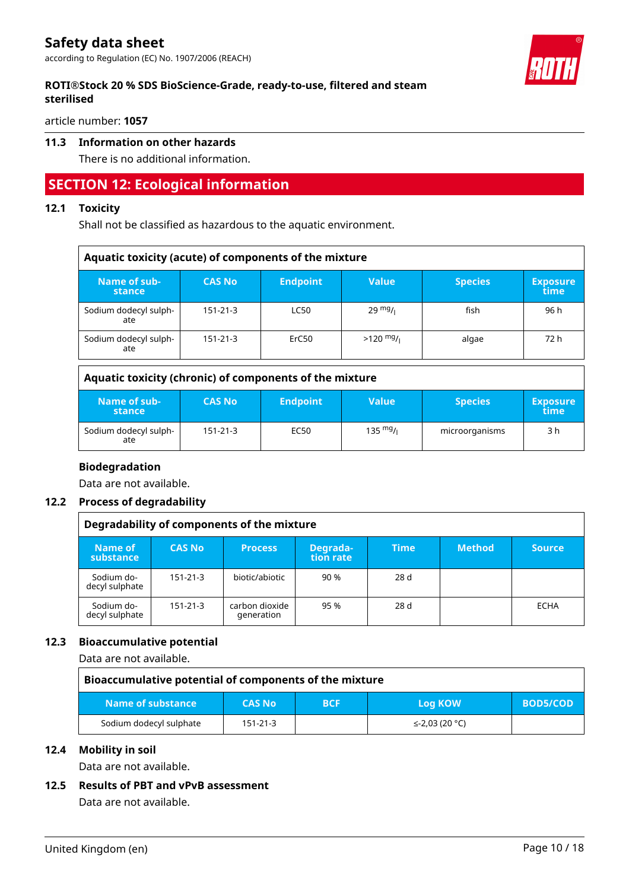## 11.3 Information on other hazards

There is no additional information.

# SECTION 12: Ecological information

## 12.1 Toxicity

Shall not be classified as hazardous to the aquatic environment.

**Aquatic toxicity (acute) of components of the mixture**

| Name of substance | CAS No | Endpoint | Value | Species | Exposure time |
|---|---|---|---|---|---|
| Sodium dodecyl sulphate | 151-21-3 | LC50 | 29 $^{mg}/_{l}$ | fish | 96 h |
| Sodium dodecyl sulphate | 151-21-3 | ErC50 | >120 $^{mg}/_{l}$ | algae | 72 h |

**Aquatic toxicity (chronic) of components of the mixture**

| Name of substance | CAS No | Endpoint | Value | Species | Exposure time |
|---|---|---|---|---|---|
| Sodium dodecyl sulphate | 151-21-3 | EC50 | 135 $^{mg}/_{l}$ | microorganisms | 3 h |

**Biodegradation**

Data are not available.

## 12.2 Process of degradability

**Degradability of components of the mixture**

| Name of substance | CAS No | Process | Degradation rate | Time | Method | Source |
|---|---|---|---|---|---|---|
| Sodium dodecyl sulphate | 151-21-3 | biotic/abiotic | 90 % | 28 d | | |
| Sodium dodecyl sulphate | 151-21-3 | carbon dioxide generation | 95 % | 28 d | | ECHA |

## 12.3 Bioaccumulative potential

Data are not available.

**Bioaccumulative potential of components of the mixture**

| Name of substance | CAS No | BCF | Log KOW | BOD5/COD |
|---|---|---|---|---|
| Sodium dodecyl sulphate | 151-21-3 | | ≤-2,03 (20 °C) | |

## 12.4 Mobility in soil

Data are not available.

## 12.5 Results of PBT and vPvB assessment

Data are not available.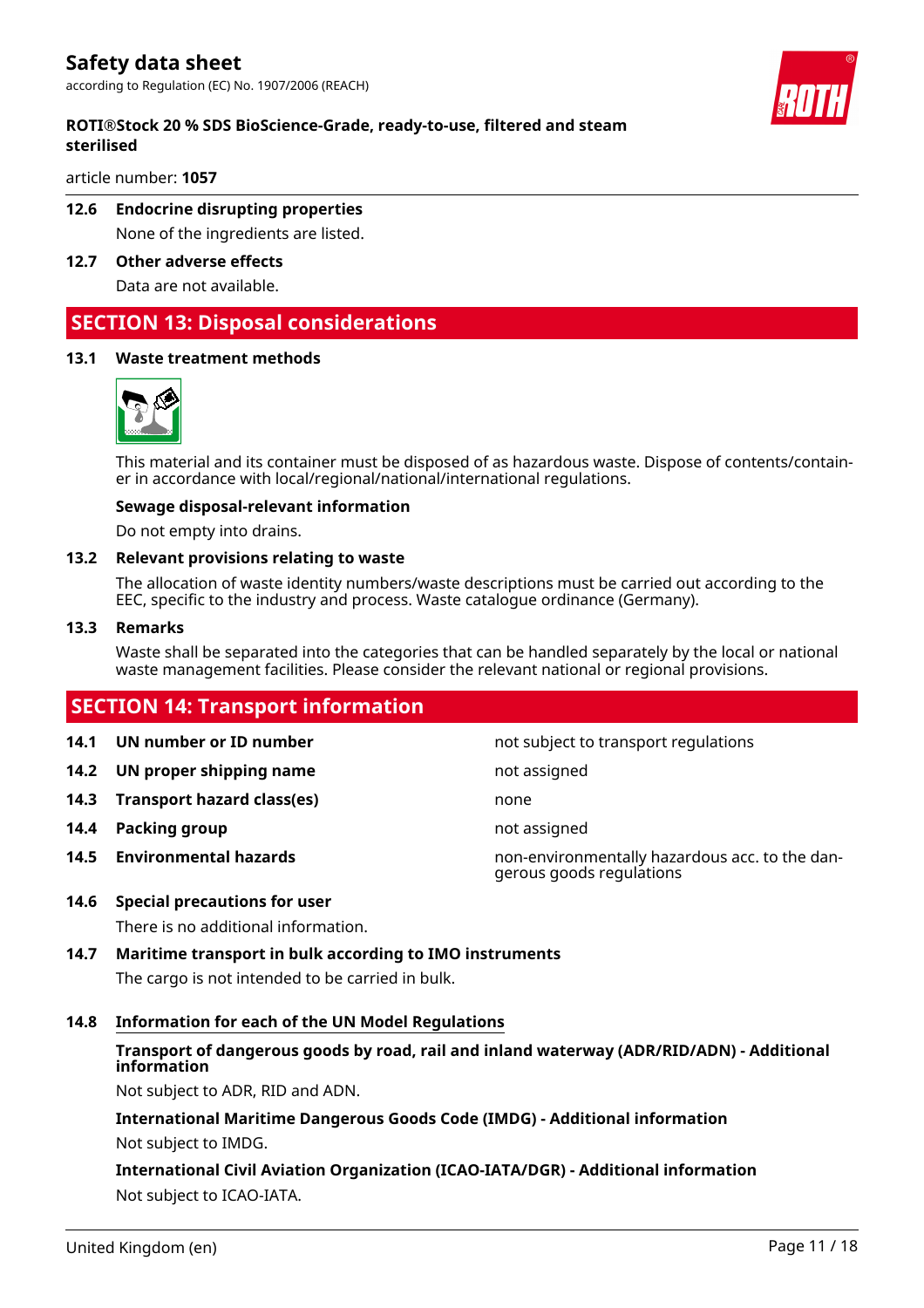### 12.6 Endocrine disrupting properties

None of the ingredients are listed.

### 12.7 Other adverse effects

Data are not available.

## SECTION 13: Disposal considerations

### 13.1 Waste treatment methods

This material and its container must be disposed of as hazardous waste. Dispose of contents/container in accordance with local/regional/national/international regulations.

**Sewage disposal-relevant information**

Do not empty into drains.

### 13.2 Relevant provisions relating to waste

The allocation of waste identity numbers/waste descriptions must be carried out according to the EEC, specific to the industry and process. Waste catalogue ordinance (Germany).

### 13.3 Remarks

Waste shall be separated into the categories that can be handled separately by the local or national waste management facilities. Please consider the relevant national or regional provisions.

## SECTION 14: Transport information

| | | |
|---|---|---|
| **14.1** | **UN number or ID number** | not subject to transport regulations |
| **14.2** | **UN proper shipping name** | not assigned |
| **14.3** | **Transport hazard class(es)** | none |
| **14.4** | **Packing group** | not assigned |
| **14.5** | **Environmental hazards** | non-environmentally hazardous acc. to the dangerous goods regulations |

### 14.6 Special precautions for user

There is no additional information.

### 14.7 Maritime transport in bulk according to IMO instruments

The cargo is not intended to be carried in bulk.

### 14.8 Information for each of the UN Model Regulations

**Transport of dangerous goods by road, rail and inland waterway (ADR/RID/ADN) - Additional information**

Not subject to ADR, RID and ADN.

**International Maritime Dangerous Goods Code (IMDG) - Additional information**

Not subject to IMDG.

**International Civil Aviation Organization (ICAO-IATA/DGR) - Additional information**

Not subject to ICAO-IATA.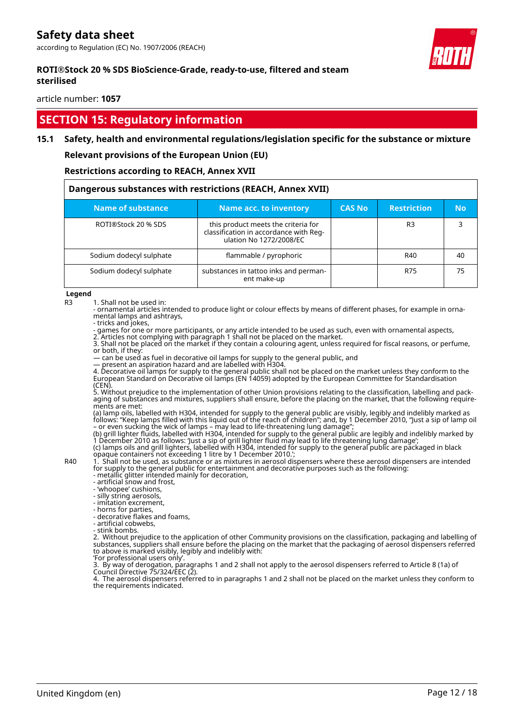## SECTION 15: Regulatory information

### 15.1 Safety, health and environmental regulations/legislation specific for the substance or mixture

**Relevant provisions of the European Union (EU)**

**Restrictions according to REACH, Annex XVII**

**Dangerous substances with restrictions (REACH, Annex XVII)**

| Name of substance | Name acc. to inventory | CAS No | Restriction | No |
|---|---|---|---|---|
| ROTI®Stock 20 % SDS | this product meets the criteria for classification in accordance with Regulation No 1272/2008/EC | | R3 | 3 |
| Sodium dodecyl sulphate | flammable / pyrophoric | | R40 | 40 |
| Sodium dodecyl sulphate | substances in tattoo inks and permanent make-up | | R75 | 75 |

**Legend**

R3 1. Shall not be used in:
- ornamental articles intended to produce light or colour effects by means of different phases, for example in ornamental lamps and ashtrays,
- tricks and jokes,
- games for one or more participants, or any article intended to be used as such, even with ornamental aspects,
2. Articles not complying with paragraph 1 shall not be placed on the market.
3. Shall not be placed on the market if they contain a colouring agent, unless required for fiscal reasons, or perfume, or both, if they:
— can be used as fuel in decorative oil lamps for supply to the general public, and
— present an aspiration hazard and are labelled with H304.
4. Decorative oil lamps for supply to the general public shall not be placed on the market unless they conform to the European Standard on Decorative oil lamps (EN 14059) adopted by the European Committee for Standardisation (CEN).
5. Without prejudice to the implementation of other Union provisions relating to the classification, labelling and packaging of substances and mixtures, suppliers shall ensure, before the placing on the market, that the following requirements are met:
(a) lamp oils, labelled with H304, intended for supply to the general public are visibly, legibly and indelibly marked as follows: "Keep lamps filled with this liquid out of the reach of children"; and, by 1 December 2010, "Just a sip of lamp oil – or even sucking the wick of lamps – may lead to life-threatening lung damage";
(b) grill lighter fluids, labelled with H304, intended for supply to the general public are legibly and indelibly marked by 1 December 2010 as follows: 'Just a sip of grill lighter fluid may lead to life threatening lung damage';
(c) lamps oils and grill lighters, labelled with H304, intended for supply to the general public are packaged in black opaque containers not exceeding 1 litre by 1 December 2010.';

R40 1. Shall not be used, as substance or as mixtures in aerosol dispensers where these aerosol dispensers are intended for supply to the general public for entertainment and decorative purposes such as the following:
- metallic glitter intended mainly for decoration,
- artificial snow and frost,
- 'whoopee' cushions,
- silly string aerosols,
- imitation excrement,
- horns for parties,
- decorative flakes and foams,
- artificial cobwebs,
- stink bombs.
2. Without prejudice to the application of other Community provisions on the classification, packaging and labelling of substances, suppliers shall ensure before the placing on the market that the packaging of aerosol dispensers referred to above is marked visibly, legibly and indelibly with:
'For professional users only'.
3. By way of derogation, paragraphs 1 and 2 shall not apply to the aerosol dispensers referred to Article 8 (1a) of Council Directive 75/324/EEC (2).
4. The aerosol dispensers referred to in paragraphs 1 and 2 shall not be placed on the market unless they conform to the requirements indicated.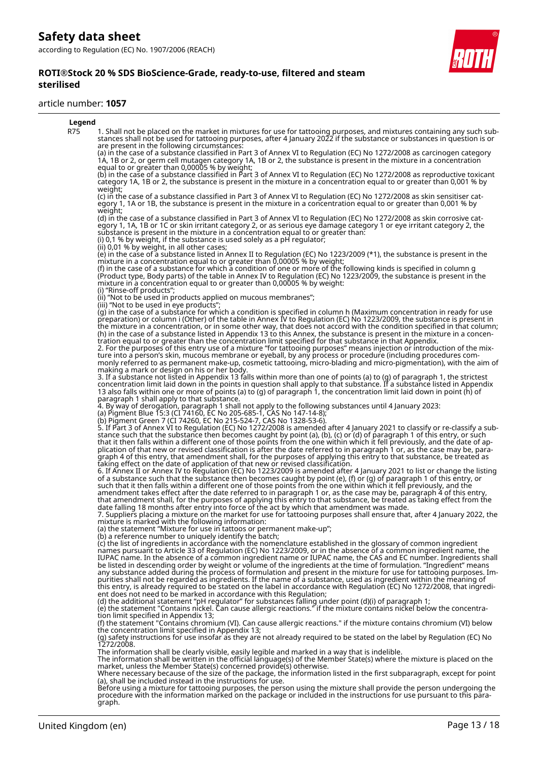**Legend**

| | |
|---|---|
| R75 | 1. Shall not be placed on the market in mixtures for use for tattooing purposes, and mixtures containing any such substances shall not be used for tattooing purposes, after 4 January 2022 if the substance or substances in question is or are present in the following circumstances: (a) in the case of a substance classified in Part 3 of Annex VI to Regulation (EC) No 1272/2008 as carcinogen category 1A, 1B or 2, or germ cell mutagen category 1A, 1B or 2, the substance is present in the mixture in a concentration equal to or greater than 0,00005 % by weight; (b) in the case of a substance classified in Part 3 of Annex VI to Regulation (EC) No 1272/2008 as reproductive toxicant category 1A, 1B or 2, the substance is present in the mixture in a concentration equal to or greater than 0,001 % by weight; (c) in the case of a substance classified in Part 3 of Annex VI to Regulation (EC) No 1272/2008 as skin sensitiser category 1, 1A or 1B, the substance is present in the mixture in a concentration equal to or greater than 0,001 % by weight; (d) in the case of a substance classified in Part 3 of Annex VI to Regulation (EC) No 1272/2008 as skin corrosive category 1, 1A, 1B or 1C or skin irritant category 2, or as serious eye damage category 1 or eye irritant category 2, the substance is present in the mixture in a concentration equal to or greater than: (i) 0,1 % by weight, if the substance is used solely as a pH regulator; (ii) 0,01 % by weight, in all other cases; (e) in the case of a substance listed in Annex II to Regulation (EC) No 1223/2009 (*1), the substance is present in the mixture in a concentration equal to or greater than 0,00005 % by weight; (f) in the case of a substance for which a condition of one or more of the following kinds is specified in column g (Product type, Body parts) of the table in Annex IV to Regulation (EC) No 1223/2009, the substance is present in the mixture in a concentration equal to or greater than 0,00005 % by weight: (i) "Rinse-off products"; (ii) "Not to be used in products applied on mucous membranes"; (iii) "Not to be used in eye products"; (g) in the case of a substance for which a condition is specified in column h (Maximum concentration in ready for use preparation) or column i (Other) of the table in Annex IV to Regulation (EC) No 1223/2009, the substance is present in the mixture in a concentration, or in some other way, that does not accord with the condition specified in that column; (h) in the case of a substance listed in Appendix 13 to this Annex, the substance is present in the mixture in a concentration equal to or greater than the concentration limit specified for that substance in that Appendix. 2. For the purposes of this entry use of a mixture "for tattooing purposes" means injection or introduction of the mixture into a person's skin, mucous membrane or eyeball, by any process or procedure (including procedures commonly referred to as permanent make-up, cosmetic tattooing, micro-blading and micro-pigmentation), with the aim of making a mark or design on his or her body. 3. If a substance not listed in Appendix 13 falls within more than one of points (a) to (g) of paragraph 1, the strictest concentration limit laid down in the points in question shall apply to that substance. If a substance listed in Appendix 13 also falls within one or more of points (a) to (g) of paragraph 1, the concentration limit laid down in point (h) of paragraph 1 shall apply to that substance. 4. By way of derogation, paragraph 1 shall not apply to the following substances until 4 January 2023: (a) Pigment Blue 15:3 (CI 74160, EC No 205-685-1, CAS No 147-14-8); (b) Pigment Green 7 (CI 74260, EC No 215-524-7, CAS No 1328-53-6). 5. If Part 3 of Annex VI to Regulation (EC) No 1272/2008 is amended after 4 January 2021 to classify or re-classify a substance such that the substance then becomes caught by point (a), (b), (c) or (d) of paragraph 1 of this entry, or such that it then falls within a different one of those points from the one within which it fell previously, and the date of application of that new or revised classification is after the date referred to in paragraph 1 or, as the case may be, paragraph 4 of this entry, that amendment shall, for the purposes of applying this entry to that substance, be treated as taking effect on the date of application of that new or revised classification. 6. If Annex II or Annex IV to Regulation (EC) No 1223/2009 is amended after 4 January 2021 to list or change the listing of a substance such that the substance then becomes caught by point (e), (f) or (g) of paragraph 1 of this entry, or such that it then falls within a different one of those points from the one within which it fell previously, and the amendment takes effect after the date referred to in paragraph 1 or, as the case may be, paragraph 4 of this entry, that amendment shall, for the purposes of applying this entry to that substance, be treated as taking effect from the date falling 18 months after entry into force of the act by which that amendment was made. 7. Suppliers placing a mixture on the market for use for tattooing purposes shall ensure that, after 4 January 2022, the mixture is marked with the following information: (a) the statement "Mixture for use in tattoos or permanent make-up"; (b) a reference number to uniquely identify the batch; (c) the list of ingredients in accordance with the nomenclature established in the glossary of common ingredient names pursuant to Article 33 of Regulation (EC) No 1223/2009, or in the absence of a common ingredient name, the IUPAC name. In the absence of a common ingredient name or IUPAC name, the CAS and EC number. Ingredients shall be listed in descending order by weight or volume of the ingredients at the time of formulation. "Ingredient" means any substance added during the process of formulation and present in the mixture for use for tattooing purposes. Impurities shall not be regarded as ingredients. If the name of a substance, used as ingredient within the meaning of this entry, is already required to be stated on the label in accordance with Regulation (EC) No 1272/2008, that ingredient does not need to be marked in accordance with this Regulation; (d) the additional statement "pH regulator" for substances falling under point (d)(i) of paragraph 1; (e) the statement "Contains nickel. Can cause allergic reactions." if the mixture contains nickel below the concentration limit specified in Appendix 13; (f) the statement "Contains chromium (VI). Can cause allergic reactions." if the mixture contains chromium (VI) below the concentration limit specified in Appendix 13; (g) safety instructions for use insofar as they are not already required to be stated on the label by Regulation (EC) No 1272/2008. The information shall be clearly visible, easily legible and marked in a way that is indelible. The information shall be written in the official language(s) of the Member State(s) where the mixture is placed on the market, unless the Member State(s) concerned provide(s) otherwise. Where necessary because of the size of the package, the information listed in the first subparagraph, except for point (a), shall be included instead in the instructions for use. Before using a mixture for tattooing purposes, the person using the mixture shall provide the person undergoing the procedure with the information marked on the package or included in the instructions for use pursuant to this paragraph. |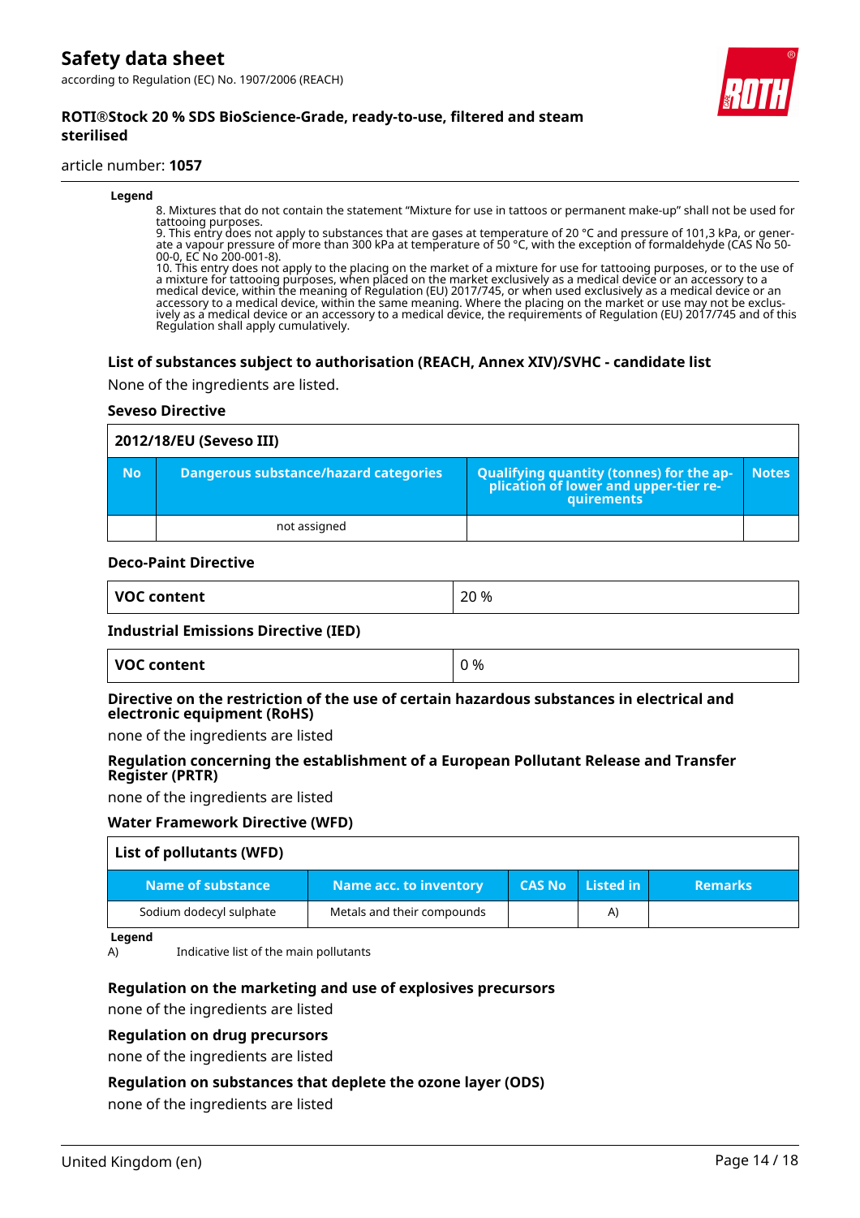**Legend**

8. Mixtures that do not contain the statement "Mixture for use in tattoos or permanent make-up" shall not be used for tattooing purposes.
9. This entry does not apply to substances that are gases at temperature of 20 °C and pressure of 101,3 kPa, or generate a vapour pressure of more than 300 kPa at temperature of 50 °C, with the exception of formaldehyde (CAS No 50-00-0, EC No 200-001-8).
10. This entry does not apply to the placing on the market of a mixture for use for tattooing purposes, or to the use of a mixture for tattooing purposes, when placed on the market exclusively as a medical device or an accessory to a medical device, within the meaning of Regulation (EU) 2017/745, or when used exclusively as a medical device or an accessory to a medical device, within the same meaning. Where the placing on the market or use may not be exclusively as a medical device or an accessory to a medical device, the requirements of Regulation (EU) 2017/745 and of this Regulation shall apply cumulatively.

### List of substances subject to authorisation (REACH, Annex XIV)/SVHC - candidate list

None of the ingredients are listed.

### Seveso Directive

| 2012/18/EU (Seveso III) | | | |
|---|---|---|---|
| **No** | **Dangerous substance/hazard categories** | **Qualifying quantity (tonnes) for the application of lower and upper-tier requirements** | **Notes** |
| | not assigned | | |

### Deco-Paint Directive

| VOC content | 20 % |
|---|---|

### Industrial Emissions Directive (IED)

| VOC content | 0 % |
|---|---|

### Directive on the restriction of the use of certain hazardous substances in electrical and electronic equipment (RoHS)

none of the ingredients are listed

### Regulation concerning the establishment of a European Pollutant Release and Transfer Register (PRTR)

none of the ingredients are listed

### Water Framework Directive (WFD)

| List of pollutants (WFD) | | | | |
|---|---|---|---|---|
| **Name of substance** | **Name acc. to inventory** | **CAS No** | **Listed in** | **Remarks** |
| Sodium dodecyl sulphate | Metals and their compounds | | A) | |

**Legend**

A) Indicative list of the main pollutants

### Regulation on the marketing and use of explosives precursors

none of the ingredients are listed

### Regulation on drug precursors

none of the ingredients are listed

### Regulation on substances that deplete the ozone layer (ODS)

none of the ingredients are listed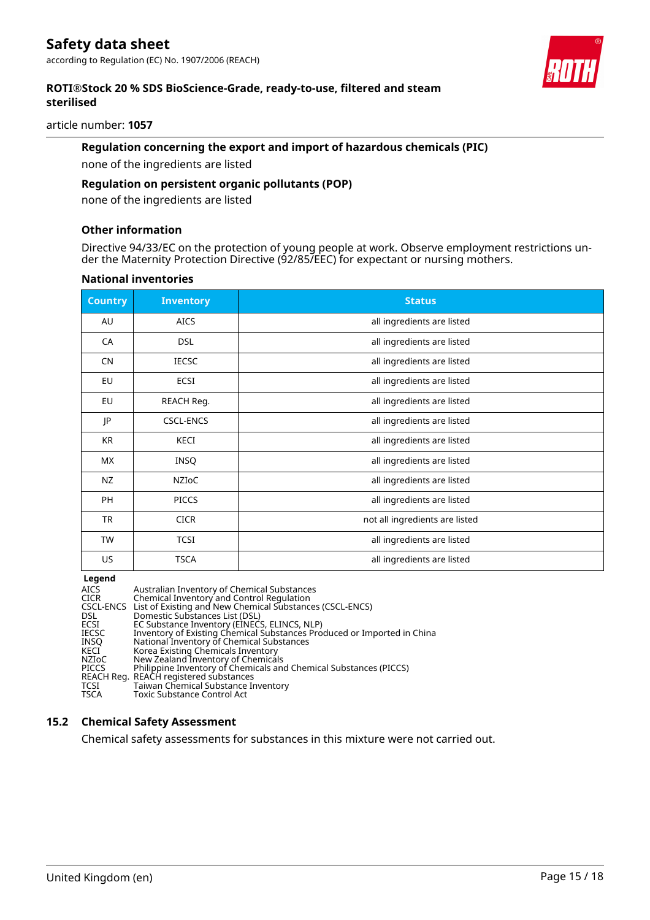**Regulation concerning the export and import of hazardous chemicals (PIC)**

none of the ingredients are listed

**Regulation on persistent organic pollutants (POP)**

none of the ingredients are listed

**Other information**

Directive 94/33/EC on the protection of young people at work. Observe employment restrictions under the Maternity Protection Directive (92/85/EEC) for expectant or nursing mothers.

**National inventories**

| Country | Inventory | Status |
|---|---|---|
| AU | AICS | all ingredients are listed |
| CA | DSL | all ingredients are listed |
| CN | IECSC | all ingredients are listed |
| EU | ECSI | all ingredients are listed |
| EU | REACH Reg. | all ingredients are listed |
| JP | CSCL-ENCS | all ingredients are listed |
| KR | KECI | all ingredients are listed |
| MX | INSQ | all ingredients are listed |
| NZ | NZIoC | all ingredients are listed |
| PH | PICCS | all ingredients are listed |
| TR | CICR | not all ingredients are listed |
| TW | TCSI | all ingredients are listed |
| US | TSCA | all ingredients are listed |

**Legend**

| | |
|---|---|
| AICS | Australian Inventory of Chemical Substances |
| CICR | Chemical Inventory and Control Regulation |
| CSCL-ENCS | List of Existing and New Chemical Substances (CSCL-ENCS) |
| DSL | Domestic Substances List (DSL) |
| ECSI | EC Substance Inventory (EINECS, ELINCS, NLP) |
| IECSC | Inventory of Existing Chemical Substances Produced or Imported in China |
| INSQ | National Inventory of Chemical Substances |
| KECI | Korea Existing Chemicals Inventory |
| NZIoC | New Zealand Inventory of Chemicals |
| PICCS | Philippine Inventory of Chemicals and Chemical Substances (PICCS) |
| REACH Reg. | REACH registered substances |
| TCSI | Taiwan Chemical Substance Inventory |
| TSCA | Toxic Substance Control Act |

## 15.2 Chemical Safety Assessment

Chemical safety assessments for substances in this mixture were not carried out.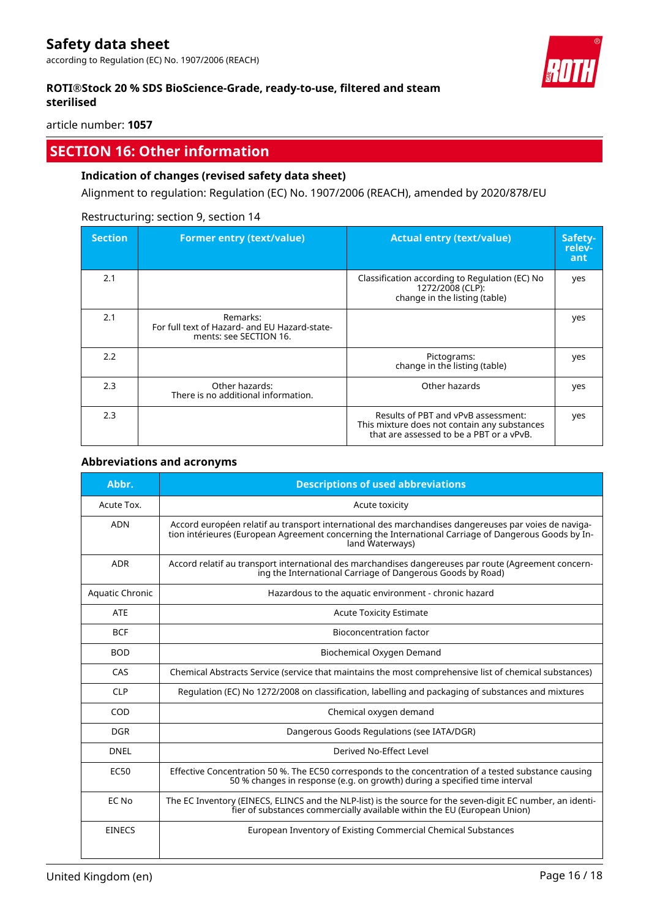## SECTION 16: Other information

### Indication of changes (revised safety data sheet)

Alignment to regulation: Regulation (EC) No. 1907/2006 (REACH), amended by 2020/878/EU

Restructuring: section 9, section 14

| Section | Former entry (text/value) | Actual entry (text/value) | Safety-relevant |
|---|---|---|---|
| 2.1 | | Classification according to Regulation (EC) No 1272/2008 (CLP): change in the listing (table) | yes |
| 2.1 | Remarks: For full text of Hazard- and EU Hazard-statements: see SECTION 16. | | yes |
| 2.2 | | Pictograms: change in the listing (table) | yes |
| 2.3 | Other hazards: There is no additional information. | Other hazards | yes |
| 2.3 | | Results of PBT and vPvB assessment: This mixture does not contain any substances that are assessed to be a PBT or a vPvB. | yes |

### Abbreviations and acronyms

| Abbr. | Descriptions of used abbreviations |
|---|---|
| Acute Tox. | Acute toxicity |
| ADN | Accord européen relatif au transport international des marchandises dangereuses par voies de navigation intérieures (European Agreement concerning the International Carriage of Dangerous Goods by Inland Waterways) |
| ADR | Accord relatif au transport international des marchandises dangereuses par route (Agreement concerning the International Carriage of Dangerous Goods by Road) |
| Aquatic Chronic | Hazardous to the aquatic environment - chronic hazard |
| ATE | Acute Toxicity Estimate |
| BCF | Bioconcentration factor |
| BOD | Biochemical Oxygen Demand |
| CAS | Chemical Abstracts Service (service that maintains the most comprehensive list of chemical substances) |
| CLP | Regulation (EC) No 1272/2008 on classification, labelling and packaging of substances and mixtures |
| COD | Chemical oxygen demand |
| DGR | Dangerous Goods Regulations (see IATA/DGR) |
| DNEL | Derived No-Effect Level |
| EC50 | Effective Concentration 50 %. The EC50 corresponds to the concentration of a tested substance causing 50 % changes in response (e.g. on growth) during a specified time interval |
| EC No | The EC Inventory (EINECS, ELINCS and the NLP-list) is the source for the seven-digit EC number, an identifier of substances commercially available within the EU (European Union) |
| EINECS | European Inventory of Existing Commercial Chemical Substances |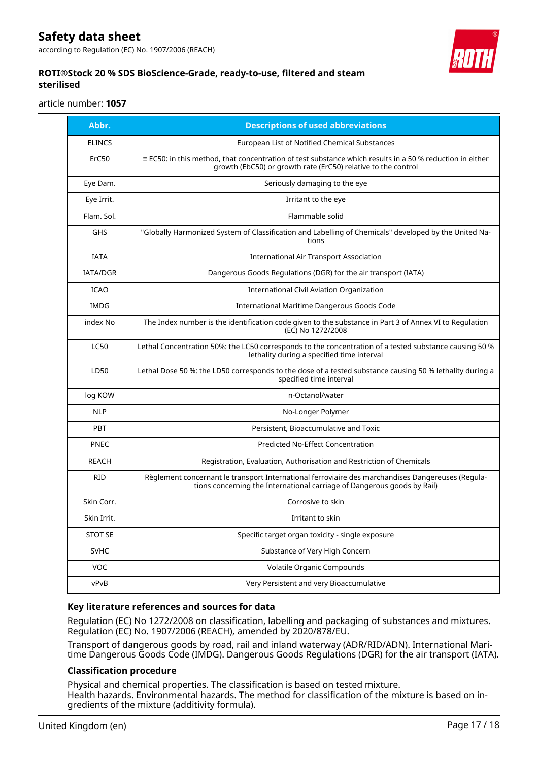| Abbr. | Descriptions of used abbreviations |
|---|---|
| ELINCS | European List of Notified Chemical Substances |
| ErC50 | ≡ EC50: in this method, that concentration of test substance which results in a 50 % reduction in either growth (EbC50) or growth rate (ErC50) relative to the control |
| Eye Dam. | Seriously damaging to the eye |
| Eye Irrit. | Irritant to the eye |
| Flam. Sol. | Flammable solid |
| GHS | "Globally Harmonized System of Classification and Labelling of Chemicals" developed by the United Nations |
| IATA | International Air Transport Association |
| IATA/DGR | Dangerous Goods Regulations (DGR) for the air transport (IATA) |
| ICAO | International Civil Aviation Organization |
| IMDG | International Maritime Dangerous Goods Code |
| index No | The Index number is the identification code given to the substance in Part 3 of Annex VI to Regulation (EC) No 1272/2008 |
| LC50 | Lethal Concentration 50%: the LC50 corresponds to the concentration of a tested substance causing 50 % lethality during a specified time interval |
| LD50 | Lethal Dose 50 %: the LD50 corresponds to the dose of a tested substance causing 50 % lethality during a specified time interval |
| log KOW | n-Octanol/water |
| NLP | No-Longer Polymer |
| PBT | Persistent, Bioaccumulative and Toxic |
| PNEC | Predicted No-Effect Concentration |
| REACH | Registration, Evaluation, Authorisation and Restriction of Chemicals |
| RID | Règlement concernant le transport International ferroviaire des marchandises Dangereuses (Regulations concerning the International carriage of Dangerous goods by Rail) |
| Skin Corr. | Corrosive to skin |
| Skin Irrit. | Irritant to skin |
| STOT SE | Specific target organ toxicity - single exposure |
| SVHC | Substance of Very High Concern |
| VOC | Volatile Organic Compounds |
| vPvB | Very Persistent and very Bioaccumulative |

### Key literature references and sources for data

Regulation (EC) No 1272/2008 on classification, labelling and packaging of substances and mixtures. Regulation (EC) No. 1907/2006 (REACH), amended by 2020/878/EU.

Transport of dangerous goods by road, rail and inland waterway (ADR/RID/ADN). International Maritime Dangerous Goods Code (IMDG). Dangerous Goods Regulations (DGR) for the air transport (IATA).

### Classification procedure

Physical and chemical properties. The classification is based on tested mixture.
Health hazards. Environmental hazards. The method for classification of the mixture is based on ingredients of the mixture (additivity formula).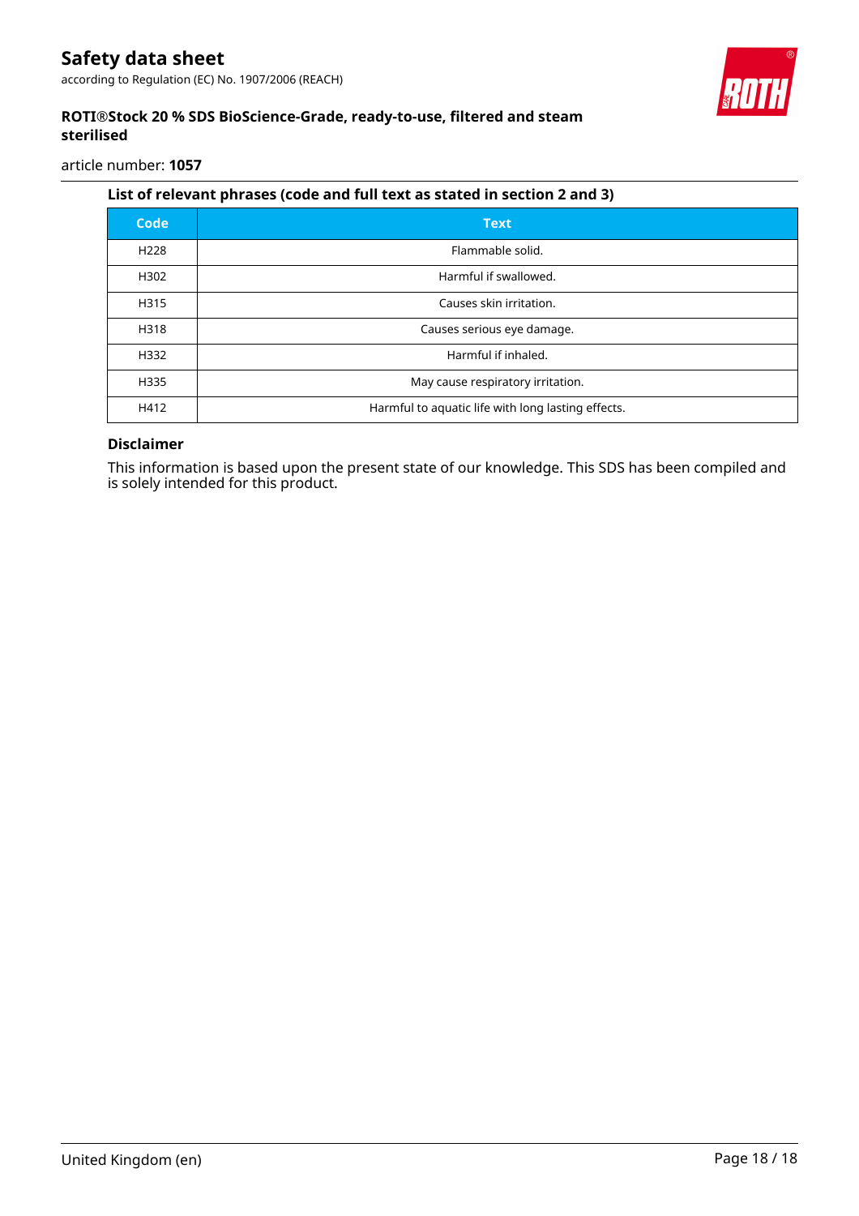### List of relevant phrases (code and full text as stated in section 2 and 3)

| Code | Text |
|---|---|
| H228 | Flammable solid. |
| H302 | Harmful if swallowed. |
| H315 | Causes skin irritation. |
| H318 | Causes serious eye damage. |
| H332 | Harmful if inhaled. |
| H335 | May cause respiratory irritation. |
| H412 | Harmful to aquatic life with long lasting effects. |

### Disclaimer

This information is based upon the present state of our knowledge. This SDS has been compiled and is solely intended for this product.